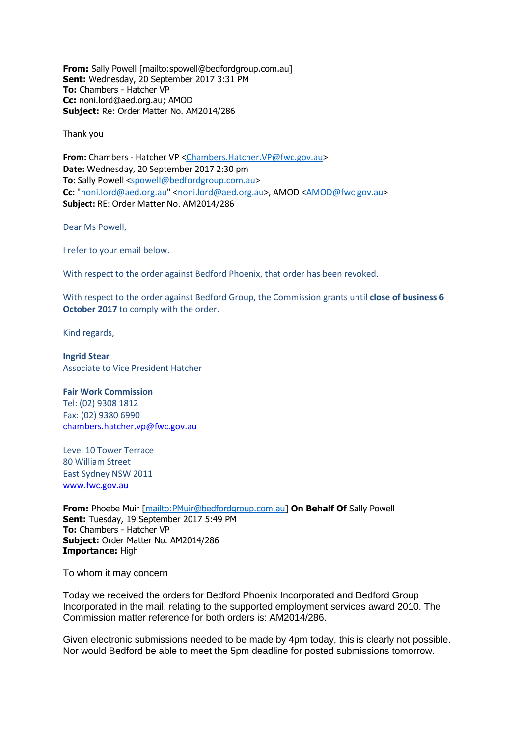**From:** Sally Powell [mailto:spowell@bedfordgroup.com.au]
**Sent:** Wednesday, 20 September 2017 3:31 PM
**To:** Chambers - Hatcher VP
**Cc:** noni.lord@aed.org.au; AMOD
**Subject:** Re: Order Matter No. AM2014/286

Thank you

**From:** Chambers - Hatcher VP <Chambers.Hatcher.VP@fwc.gov.au>
**Date:** Wednesday, 20 September 2017 2:30 pm
**To:** Sally Powell <spowell@bedfordgroup.com.au>
**Cc:** "noni.lord@aed.org.au" <noni.lord@aed.org.au>, AMOD <AMOD@fwc.gov.au>
**Subject:** RE: Order Matter No. AM2014/286

Dear Ms Powell,

I refer to your email below.

With respect to the order against Bedford Phoenix, that order has been revoked.

With respect to the order against Bedford Group, the Commission grants until **close of business 6 October 2017** to comply with the order.

Kind regards,

**Ingrid Stear**
Associate to Vice President Hatcher

**Fair Work Commission**
Tel: (02) 9308 1812
Fax: (02) 9380 6990
chambers.hatcher.vp@fwc.gov.au

Level 10 Tower Terrace
80 William Street
East Sydney NSW 2011
www.fwc.gov.au

**From:** Phoebe Muir [mailto:PMuir@bedfordgroup.com.au] **On Behalf Of** Sally Powell
**Sent:** Tuesday, 19 September 2017 5:49 PM
**To:** Chambers - Hatcher VP
**Subject:** Order Matter No. AM2014/286
**Importance:** High

To whom it may concern

Today we received the orders for Bedford Phoenix Incorporated and Bedford Group Incorporated in the mail, relating to the supported employment services award 2010. The Commission matter reference for both orders is: AM2014/286.

Given electronic submissions needed to be made by 4pm today, this is clearly not possible. Nor would Bedford be able to meet the 5pm deadline for posted submissions tomorrow.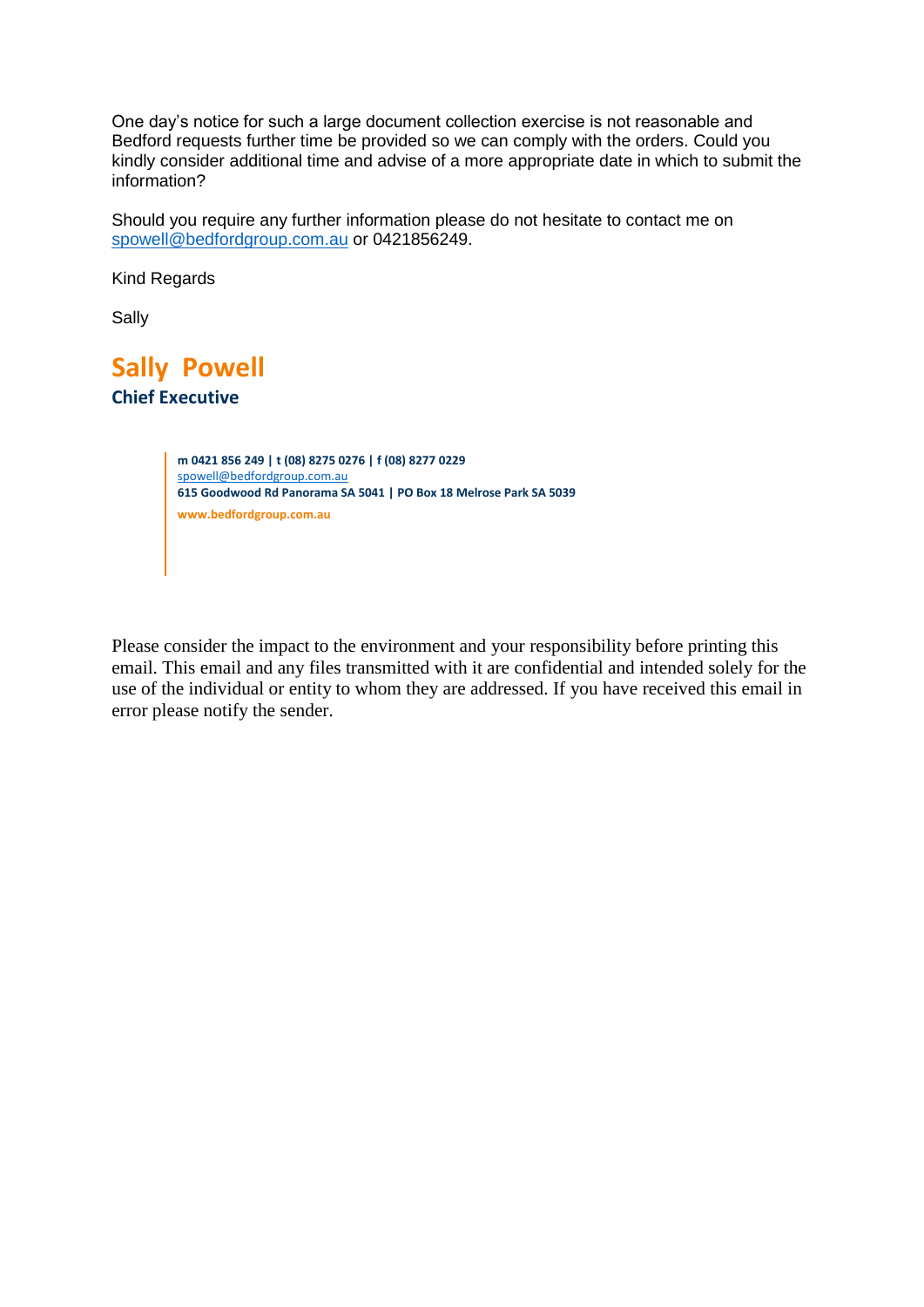One day's notice for such a large document collection exercise is not reasonable and Bedford requests further time be provided so we can comply with the orders. Could you kindly consider additional time and advise of a more appropriate date in which to submit the information?

Should you require any further information please do not hesitate to contact me on spowell@bedfordgroup.com.au or 0421856249.

Kind Regards

Sally

**Sally Powell**

**Chief Executive**

**m 0421 856 249 | t (08) 8275 0276 | f (08) 8277 0229**
spowell@bedfordgroup.com.au
**615 Goodwood Rd Panorama SA 5041 | PO Box 18 Melrose Park SA 5039**
**www.bedfordgroup.com.au**

Please consider the impact to the environment and your responsibility before printing this email. This email and any files transmitted with it are confidential and intended solely for the use of the individual or entity to whom they are addressed. If you have received this email in error please notify the sender.